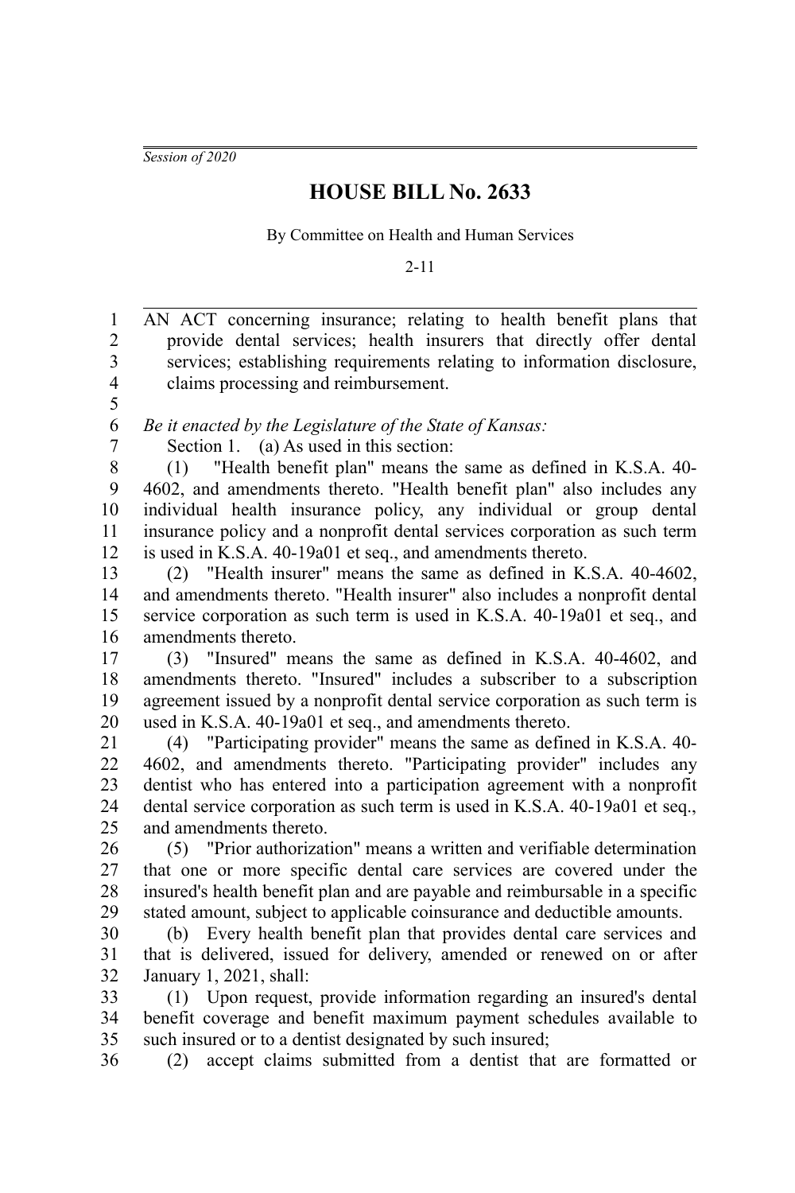*Session of 2020*

# HOUSE BILL No. 2633

By Committee on Health and Human Services

2-11

AN ACT concerning insurance; relating to health benefit plans that provide dental services; health insurers that directly offer dental services; establishing requirements relating to information disclosure, claims processing and reimbursement.

*Be it enacted by the Legislature of the State of Kansas:*

Section 1. (a) As used in this section:

(1) "Health benefit plan" means the same as defined in K.S.A. 40-4602, and amendments thereto. "Health benefit plan" also includes any individual health insurance policy, any individual or group dental insurance policy and a nonprofit dental services corporation as such term is used in K.S.A. 40-19a01 et seq., and amendments thereto.

(2) "Health insurer" means the same as defined in K.S.A. 40-4602, and amendments thereto. "Health insurer" also includes a nonprofit dental service corporation as such term is used in K.S.A. 40-19a01 et seq., and amendments thereto.

(3) "Insured" means the same as defined in K.S.A. 40-4602, and amendments thereto. "Insured" includes a subscriber to a subscription agreement issued by a nonprofit dental service corporation as such term is used in K.S.A. 40-19a01 et seq., and amendments thereto.

(4) "Participating provider" means the same as defined in K.S.A. 40-4602, and amendments thereto. "Participating provider" includes any dentist who has entered into a participation agreement with a nonprofit dental service corporation as such term is used in K.S.A. 40-19a01 et seq., and amendments thereto.

(5) "Prior authorization" means a written and verifiable determination that one or more specific dental care services are covered under the insured's health benefit plan and are payable and reimbursable in a specific stated amount, subject to applicable coinsurance and deductible amounts.

(b) Every health benefit plan that provides dental care services and that is delivered, issued for delivery, amended or renewed on or after January 1, 2021, shall:

(1) Upon request, provide information regarding an insured's dental benefit coverage and benefit maximum payment schedules available to such insured or to a dentist designated by such insured;

(2) accept claims submitted from a dentist that are formatted or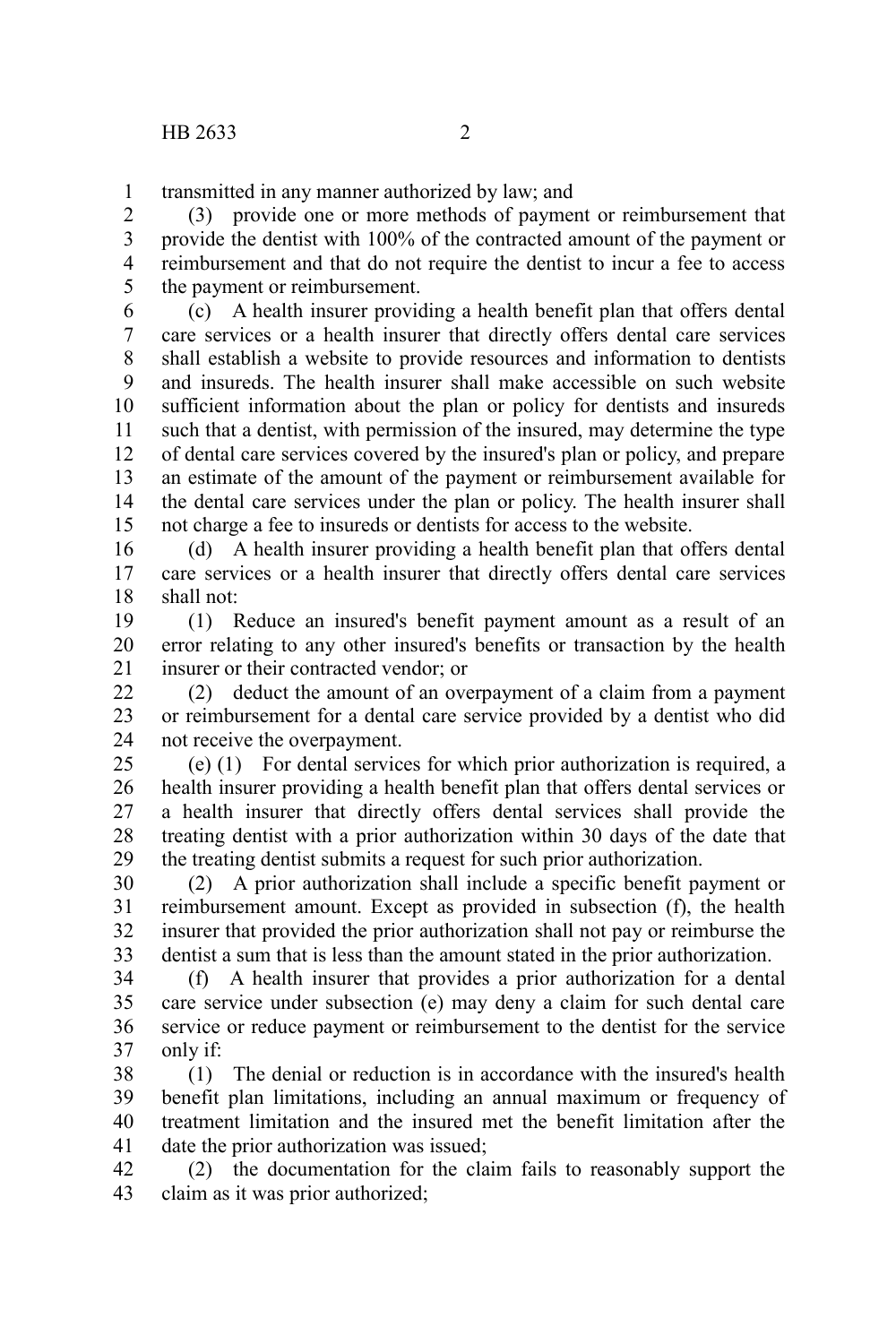transmitted in any manner authorized by law; and

(3) provide one or more methods of payment or reimbursement that provide the dentist with 100% of the contracted amount of the payment or reimbursement and that do not require the dentist to incur a fee to access the payment or reimbursement.

(c) A health insurer providing a health benefit plan that offers dental care services or a health insurer that directly offers dental care services shall establish a website to provide resources and information to dentists and insureds. The health insurer shall make accessible on such website sufficient information about the plan or policy for dentists and insureds such that a dentist, with permission of the insured, may determine the type of dental care services covered by the insured's plan or policy, and prepare an estimate of the amount of the payment or reimbursement available for the dental care services under the plan or policy. The health insurer shall not charge a fee to insureds or dentists for access to the website.

(d) A health insurer providing a health benefit plan that offers dental care services or a health insurer that directly offers dental care services shall not:

(1) Reduce an insured's benefit payment amount as a result of an error relating to any other insured's benefits or transaction by the health insurer or their contracted vendor; or

(2) deduct the amount of an overpayment of a claim from a payment or reimbursement for a dental care service provided by a dentist who did not receive the overpayment.

(e) (1) For dental services for which prior authorization is required, a health insurer providing a health benefit plan that offers dental services or a health insurer that directly offers dental services shall provide the treating dentist with a prior authorization within 30 days of the date that the treating dentist submits a request for such prior authorization.

(2) A prior authorization shall include a specific benefit payment or reimbursement amount. Except as provided in subsection (f), the health insurer that provided the prior authorization shall not pay or reimburse the dentist a sum that is less than the amount stated in the prior authorization.

(f) A health insurer that provides a prior authorization for a dental care service under subsection (e) may deny a claim for such dental care service or reduce payment or reimbursement to the dentist for the service only if:

(1) The denial or reduction is in accordance with the insured's health benefit plan limitations, including an annual maximum or frequency of treatment limitation and the insured met the benefit limitation after the date the prior authorization was issued;

(2) the documentation for the claim fails to reasonably support the claim as it was prior authorized;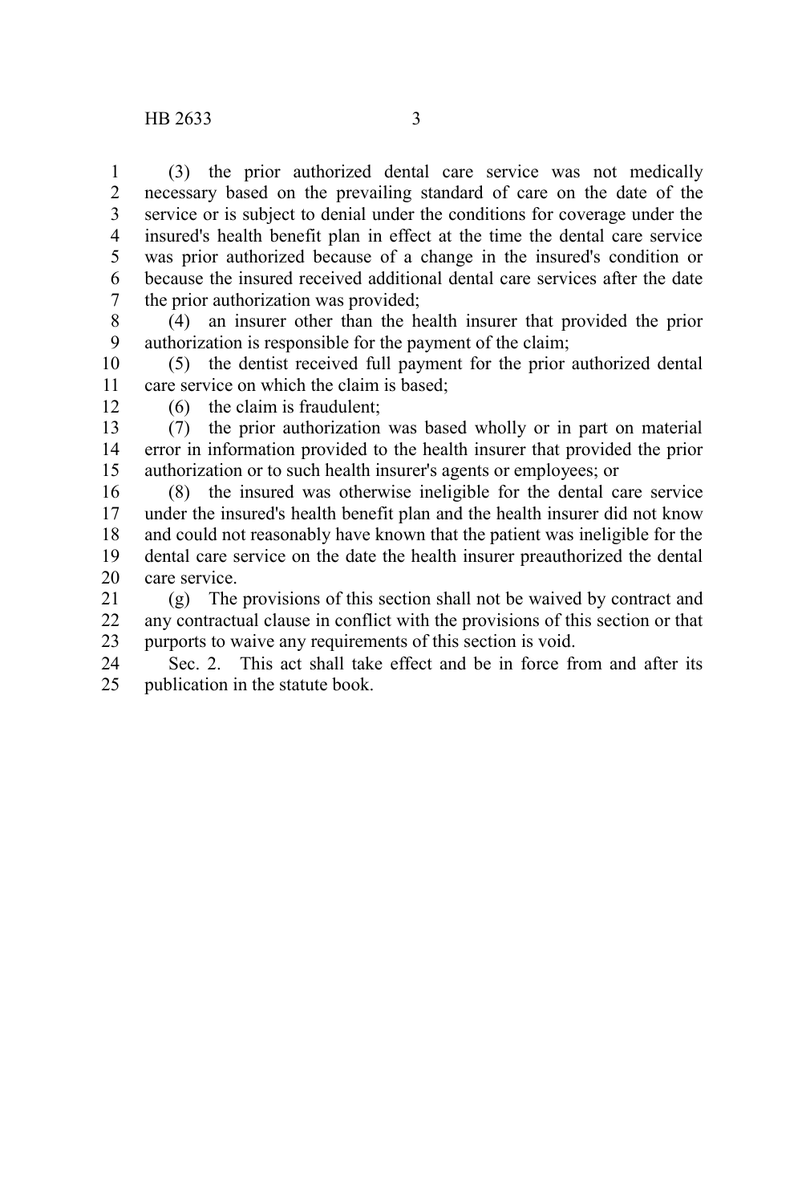(3) the prior authorized dental care service was not medically necessary based on the prevailing standard of care on the date of the service or is subject to denial under the conditions for coverage under the insured's health benefit plan in effect at the time the dental care service was prior authorized because of a change in the insured's condition or because the insured received additional dental care services after the date the prior authorization was provided;

(4) an insurer other than the health insurer that provided the prior authorization is responsible for the payment of the claim;

(5) the dentist received full payment for the prior authorized dental care service on which the claim is based;

(6) the claim is fraudulent;

(7) the prior authorization was based wholly or in part on material error in information provided to the health insurer that provided the prior authorization or to such health insurer's agents or employees; or

(8) the insured was otherwise ineligible for the dental care service under the insured's health benefit plan and the health insurer did not know and could not reasonably have known that the patient was ineligible for the dental care service on the date the health insurer preauthorized the dental care service.

(g) The provisions of this section shall not be waived by contract and any contractual clause in conflict with the provisions of this section or that purports to waive any requirements of this section is void.

Sec. 2. This act shall take effect and be in force from and after its publication in the statute book.